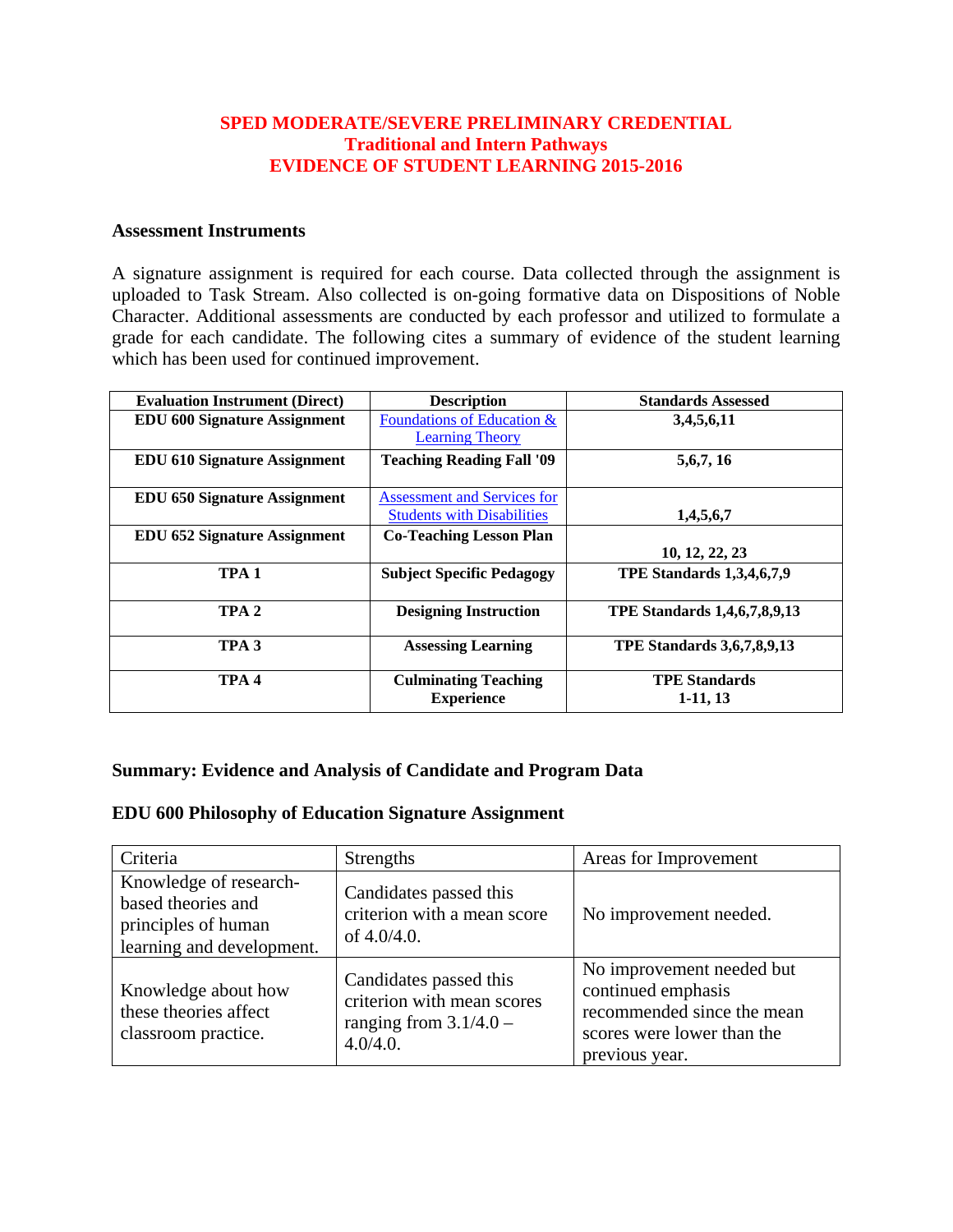# SPED MODERATE/SEVERE PRELIMINARY CREDENTIAL
## Traditional and Intern Pathways
## EVIDENCE OF STUDENT LEARNING 2015-2016

### Assessment Instruments

A signature assignment is required for each course. Data collected through the assignment is uploaded to Task Stream. Also collected is on-going formative data on Dispositions of Noble Character. Additional assessments are conducted by each professor and utilized to formulate a grade for each candidate. The following cites a summary of evidence of the student learning which has been used for continued improvement.

| Evaluation Instrument (Direct) | Description | Standards Assessed |
|---|---|---|
| **EDU 600 Signature Assignment** | Foundations of Education & Learning Theory | **3,4,5,6,11** |
| **EDU 610 Signature Assignment** | **Teaching Reading Fall '09** | **5,6,7, 16** |
| **EDU 650 Signature Assignment** | Assessment and Services for Students with Disabilities | **1,4,5,6,7** |
| **EDU 652 Signature Assignment** | **Co-Teaching Lesson Plan** | **10, 12, 22, 23** |
| **TPA 1** | **Subject Specific Pedagogy** | **TPE Standards 1,3,4,6,7,9** |
| **TPA 2** | **Designing Instruction** | **TPE Standards 1,4,6,7,8,9,13** |
| **TPA 3** | **Assessing Learning** | **TPE Standards 3,6,7,8,9,13** |
| **TPA 4** | **Culminating Teaching Experience** | **TPE Standards 1-11, 13** |

### Summary: Evidence and Analysis of Candidate and Program Data

### EDU 600 Philosophy of Education Signature Assignment

| Criteria | Strengths | Areas for Improvement |
|---|---|---|
| Knowledge of research-based theories and principles of human learning and development. | Candidates passed this criterion with a mean score of 4.0/4.0. | No improvement needed. |
| Knowledge about how these theories affect classroom practice. | Candidates passed this criterion with mean scores ranging from 3.1/4.0 – 4.0/4.0. | No improvement needed but continued emphasis recommended since the mean scores were lower than the previous year. |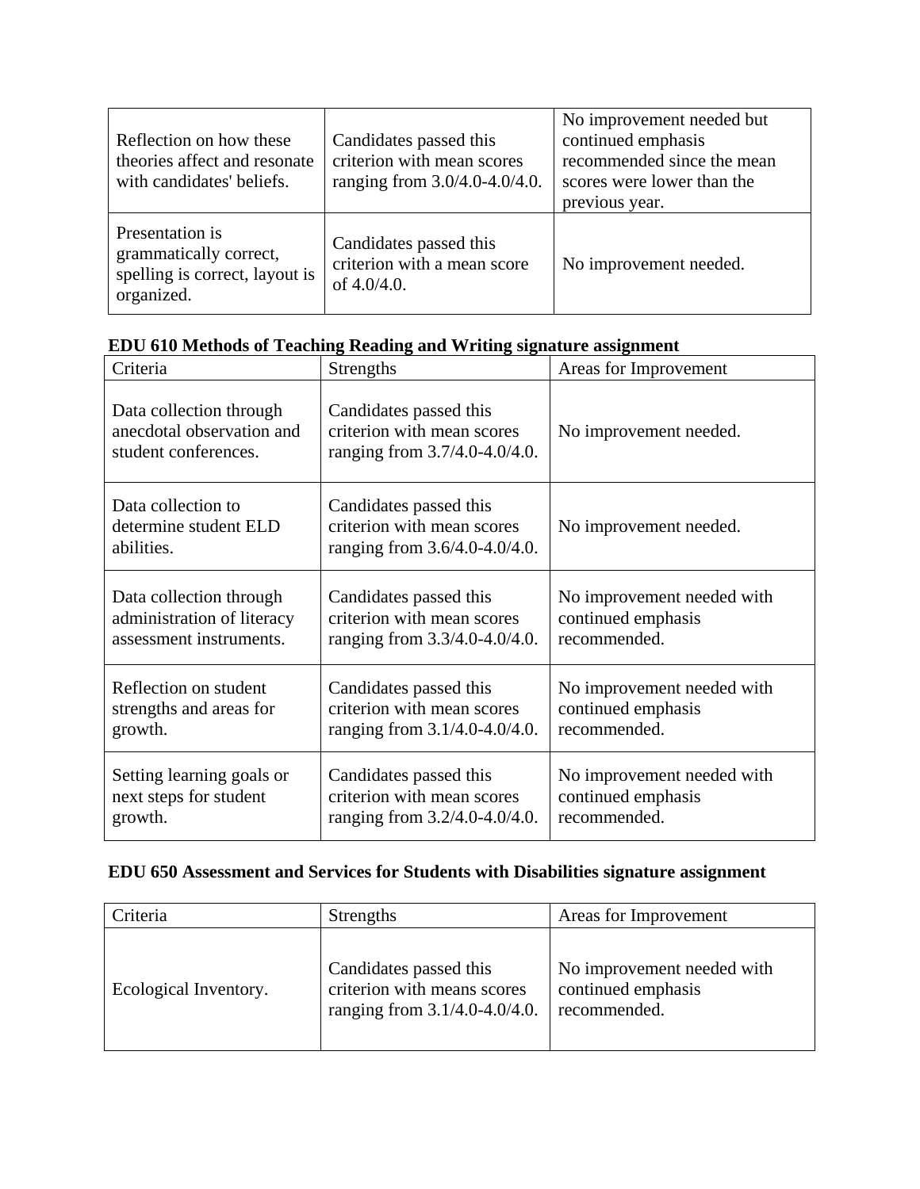| | | |
|---|---|---|
| Reflection on how these theories affect and resonate with candidates' beliefs. | Candidates passed this criterion with mean scores ranging from 3.0/4.0-4.0/4.0. | No improvement needed but continued emphasis recommended since the mean scores were lower than the previous year. |
| Presentation is grammatically correct, spelling is correct, layout is organized. | Candidates passed this criterion with a mean score of 4.0/4.0. | No improvement needed. |

**EDU 610 Methods of Teaching Reading and Writing signature assignment**

| Criteria | Strengths | Areas for Improvement |
|---|---|---|
| Data collection through anecdotal observation and student conferences. | Candidates passed this criterion with mean scores ranging from 3.7/4.0-4.0/4.0. | No improvement needed. |
| Data collection to determine student ELD abilities. | Candidates passed this criterion with mean scores ranging from 3.6/4.0-4.0/4.0. | No improvement needed. |
| Data collection through administration of literacy assessment instruments. | Candidates passed this criterion with mean scores ranging from 3.3/4.0-4.0/4.0. | No improvement needed with continued emphasis recommended. |
| Reflection on student strengths and areas for growth. | Candidates passed this criterion with mean scores ranging from 3.1/4.0-4.0/4.0. | No improvement needed with continued emphasis recommended. |
| Setting learning goals or next steps for student growth. | Candidates passed this criterion with mean scores ranging from 3.2/4.0-4.0/4.0. | No improvement needed with continued emphasis recommended. |

**EDU 650 Assessment and Services for Students with Disabilities signature assignment**

| Criteria | Strengths | Areas for Improvement |
|---|---|---|
| Ecological Inventory. | Candidates passed this criterion with means scores ranging from 3.1/4.0-4.0/4.0. | No improvement needed with continued emphasis recommended. |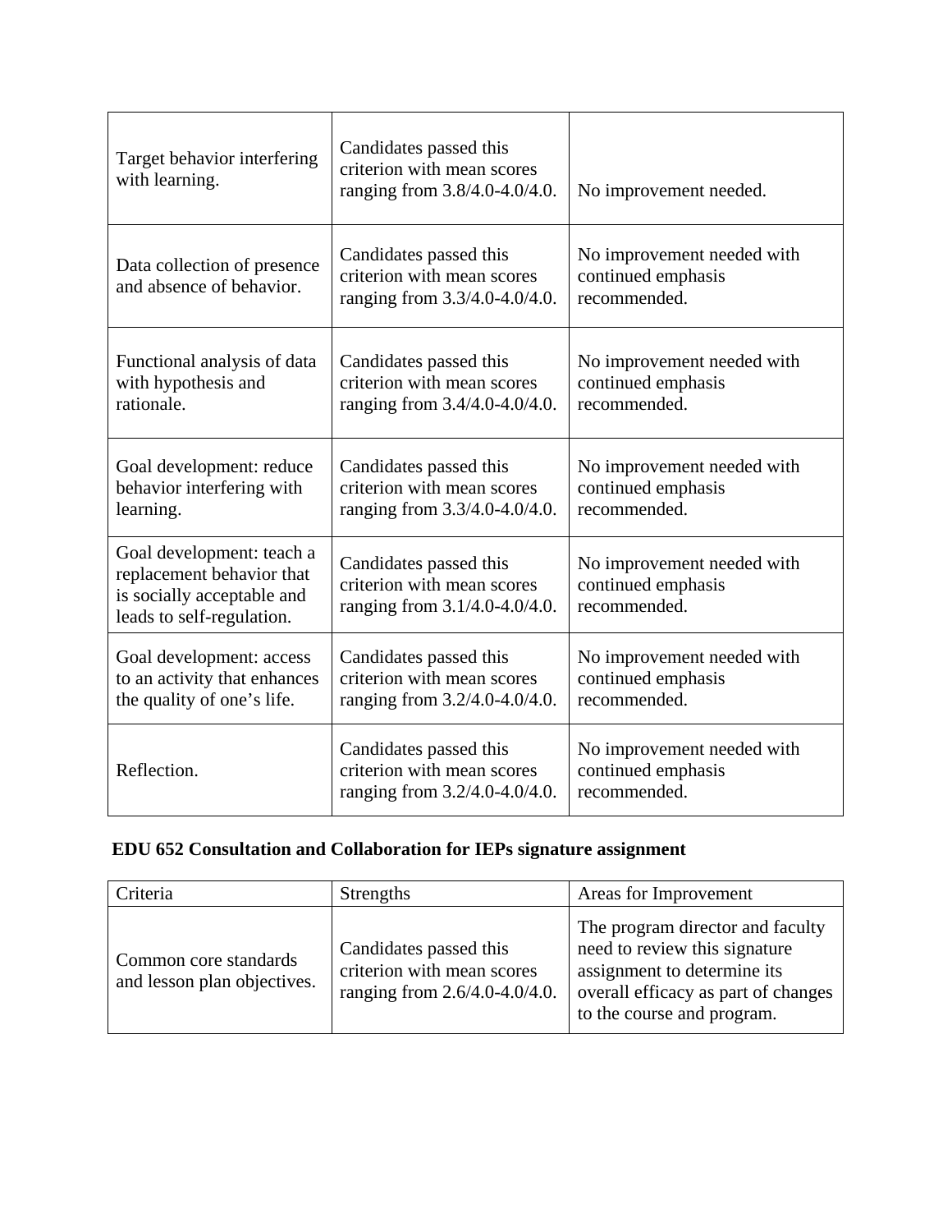| | | |
|---|---|---|
| Target behavior interfering with learning. | Candidates passed this criterion with mean scores ranging from 3.8/4.0-4.0/4.0. | No improvement needed. |
| Data collection of presence and absence of behavior. | Candidates passed this criterion with mean scores ranging from 3.3/4.0-4.0/4.0. | No improvement needed with continued emphasis recommended. |
| Functional analysis of data with hypothesis and rationale. | Candidates passed this criterion with mean scores ranging from 3.4/4.0-4.0/4.0. | No improvement needed with continued emphasis recommended. |
| Goal development: reduce behavior interfering with learning. | Candidates passed this criterion with mean scores ranging from 3.3/4.0-4.0/4.0. | No improvement needed with continued emphasis recommended. |
| Goal development: teach a replacement behavior that is socially acceptable and leads to self-regulation. | Candidates passed this criterion with mean scores ranging from 3.1/4.0-4.0/4.0. | No improvement needed with continued emphasis recommended. |
| Goal development: access to an activity that enhances the quality of one's life. | Candidates passed this criterion with mean scores ranging from 3.2/4.0-4.0/4.0. | No improvement needed with continued emphasis recommended. |
| Reflection. | Candidates passed this criterion with mean scores ranging from 3.2/4.0-4.0/4.0. | No improvement needed with continued emphasis recommended. |

**EDU 652 Consultation and Collaboration for IEPs signature assignment**

| Criteria | Strengths | Areas for Improvement |
|---|---|---|
| Common core standards and lesson plan objectives. | Candidates passed this criterion with mean scores ranging from 2.6/4.0-4.0/4.0. | The program director and faculty need to review this signature assignment to determine its overall efficacy as part of changes to the course and program. |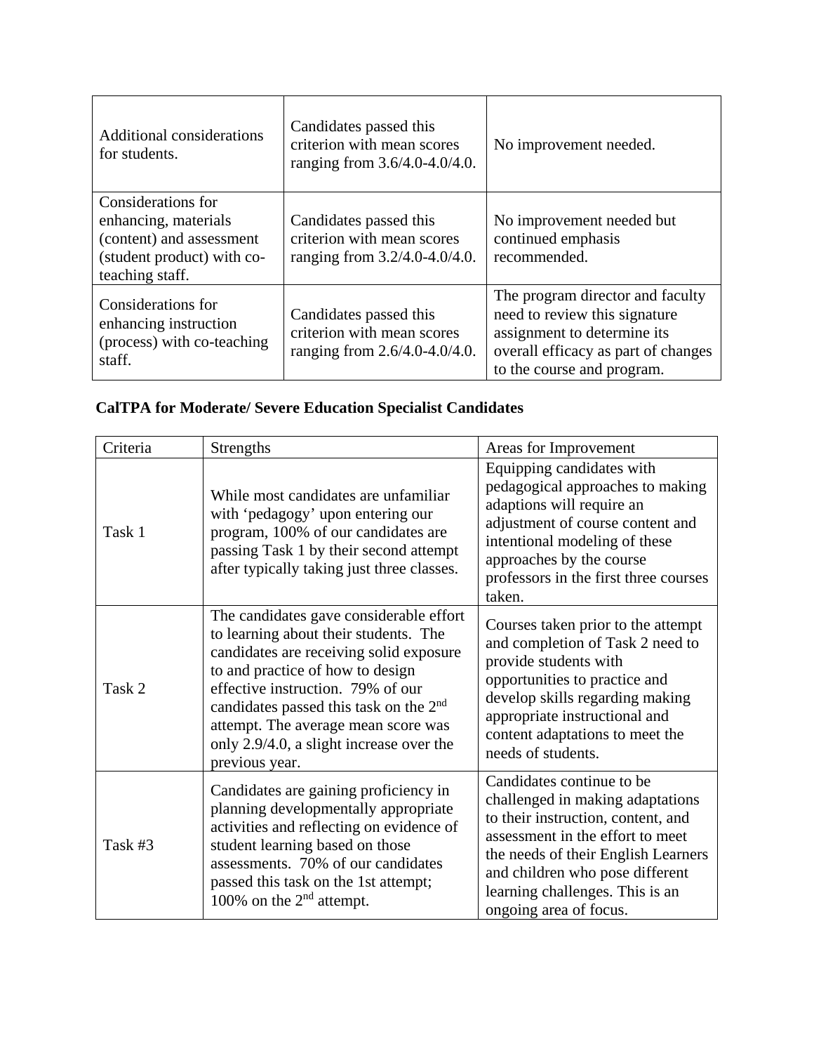| | | |
|---|---|---|
| Additional considerations for students. | Candidates passed this criterion with mean scores ranging from 3.6/4.0-4.0/4.0. | No improvement needed. |
| Considerations for enhancing, materials (content) and assessment (student product) with co-teaching staff. | Candidates passed this criterion with mean scores ranging from 3.2/4.0-4.0/4.0. | No improvement needed but continued emphasis recommended. |
| Considerations for enhancing instruction (process) with co-teaching staff. | Candidates passed this criterion with mean scores ranging from 2.6/4.0-4.0/4.0. | The program director and faculty need to review this signature assignment to determine its overall efficacy as part of changes to the course and program. |

**CalTPA for Moderate/ Severe Education Specialist Candidates**

| Criteria | Strengths | Areas for Improvement |
|---|---|---|
| Task 1 | While most candidates are unfamiliar with 'pedagogy' upon entering our program, 100% of our candidates are passing Task 1 by their second attempt after typically taking just three classes. | Equipping candidates with pedagogical approaches to making adaptions will require an adjustment of course content and intentional modeling of these approaches by the course professors in the first three courses taken. |
| Task 2 | The candidates gave considerable effort to learning about their students. The candidates are receiving solid exposure to and practice of how to design effective instruction. 79% of our candidates passed this task on the 2nd attempt. The average mean score was only 2.9/4.0, a slight increase over the previous year. | Courses taken prior to the attempt and completion of Task 2 need to provide students with opportunities to practice and develop skills regarding making appropriate instructional and content adaptations to meet the needs of students. |
| Task #3 | Candidates are gaining proficiency in planning developmentally appropriate activities and reflecting on evidence of student learning based on those assessments. 70% of our candidates passed this task on the 1st attempt; 100% on the 2nd attempt. | Candidates continue to be challenged in making adaptations to their instruction, content, and assessment in the effort to meet the needs of their English Learners and children who pose different learning challenges. This is an ongoing area of focus. |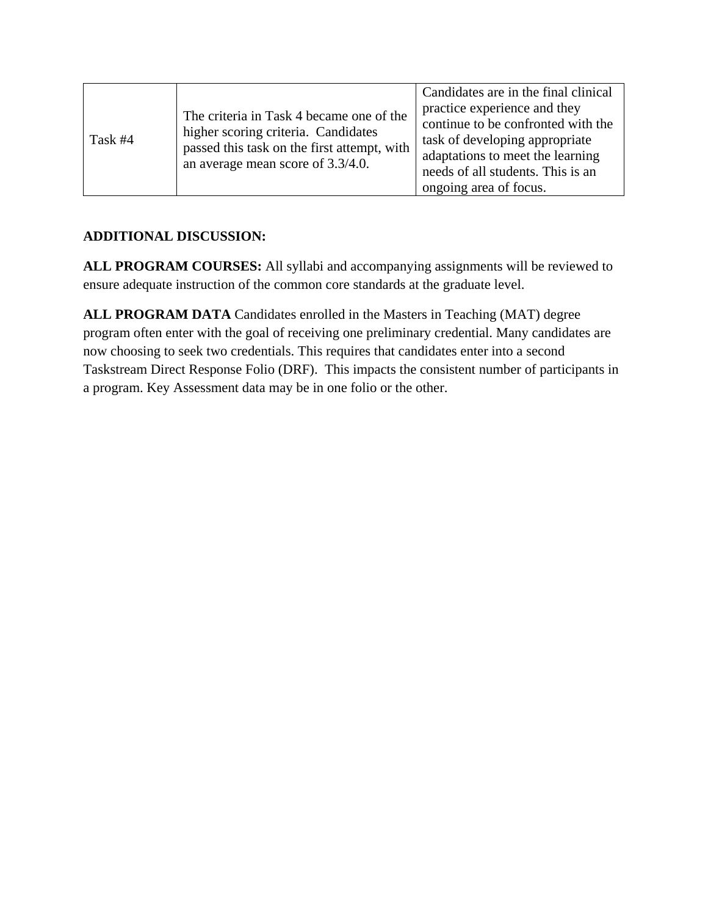| | | |
|---|---|---|
| Task #4 | The criteria in Task 4 became one of the higher scoring criteria. Candidates passed this task on the first attempt, with an average mean score of 3.3/4.0. | Candidates are in the final clinical practice experience and they continue to be confronted with the task of developing appropriate adaptations to meet the learning needs of all students. This is an ongoing area of focus. |

**ADDITIONAL DISCUSSION:**

**ALL PROGRAM COURSES:** All syllabi and accompanying assignments will be reviewed to ensure adequate instruction of the common core standards at the graduate level.

**ALL PROGRAM DATA** Candidates enrolled in the Masters in Teaching (MAT) degree program often enter with the goal of receiving one preliminary credential. Many candidates are now choosing to seek two credentials. This requires that candidates enter into a second Taskstream Direct Response Folio (DRF). This impacts the consistent number of participants in a program. Key Assessment data may be in one folio or the other.